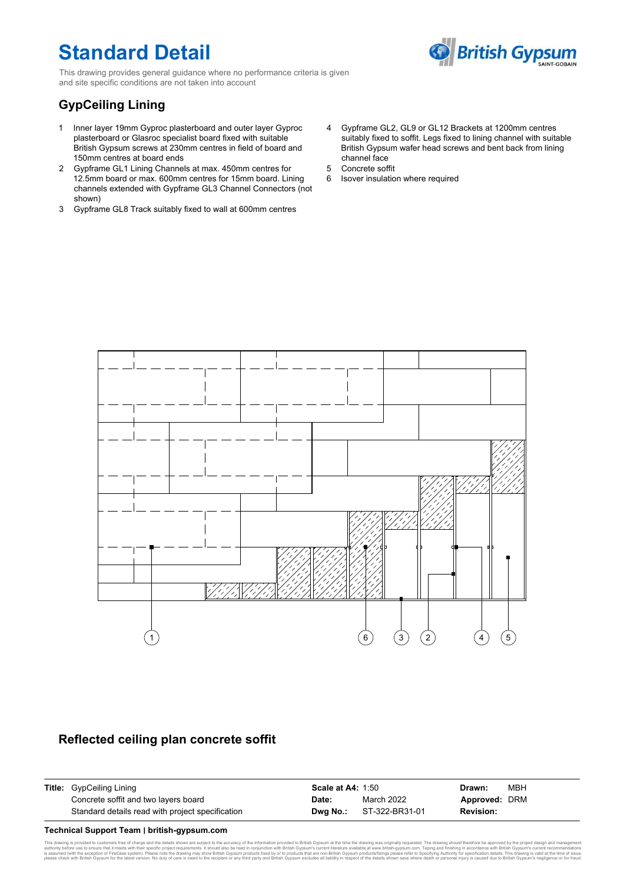# Standard Detail

This drawing provides general guidance where no performance criteria is given and site specific conditions are not taken into account

## GypCeiling Lining

1. Inner layer 19mm Gyproc plasterboard and outer layer Gyproc plasterboard or Glasroc specialist board fixed with suitable British Gypsum screws at 230mm centres in field of board and 150mm centres at board ends
2. Gypframe GL1 Lining Channels at max. 450mm centres for 12.5mm board or max. 600mm centres for 15mm board. Lining channels extended with Gypframe GL3 Channel Connectors (not shown)
3. Gypframe GL8 Track suitably fixed to wall at 600mm centres
4. Gypframe GL2, GL9 or GL12 Brackets at 1200mm centres suitably fixed to soffit. Legs fixed to lining channel with suitable British Gypsum wafer head screws and bent back from lining channel face
5. Concrete soffit
6. Isover insulation where required

1 6 3 2 4 5

## Reflected ceiling plan concrete soffit

| **Title:** GypCeiling Lining | **Scale at A4:** 1:50 | **Drawn:** MBH |
|---|---|---|
| Concrete soffit and two layers board | **Date:** March 2022 | **Approved:** DRM |
| Standard details read with project specification | **Dwg No.:** ST-322-BR31-01 | **Revision:** |

**Technical Support Team | british-gypsum.com**

This drawing is provided to customers free of charge and the details shown are subject to the accuracy of the information provided to British Gypsum at the time the drawing was originally requested. The drawing should therefore be approved by the project design and management authority before use to ensure that it meets with their specific project requirements. It should also be read in conjunction with British Gypsum's current literature available at www.british-gypsum.com. Taping and finishing in accordance with British Gypsum's current recommendations is assumed (with the exception of FireCase system). Please note the drawing may show British Gypsum products fixed by or to products that are non-British Gypsum products/fixings please refer to Specifying Authority for specification details. This drawing is valid at the time of issue, please check with British Gypsum for the latest version. No duty of care is owed to the recipient or any third party and British Gypsum excludes all liability in respect of the details shown save where death or personal injury is caused due to British Gypsum's negligence or for fraud.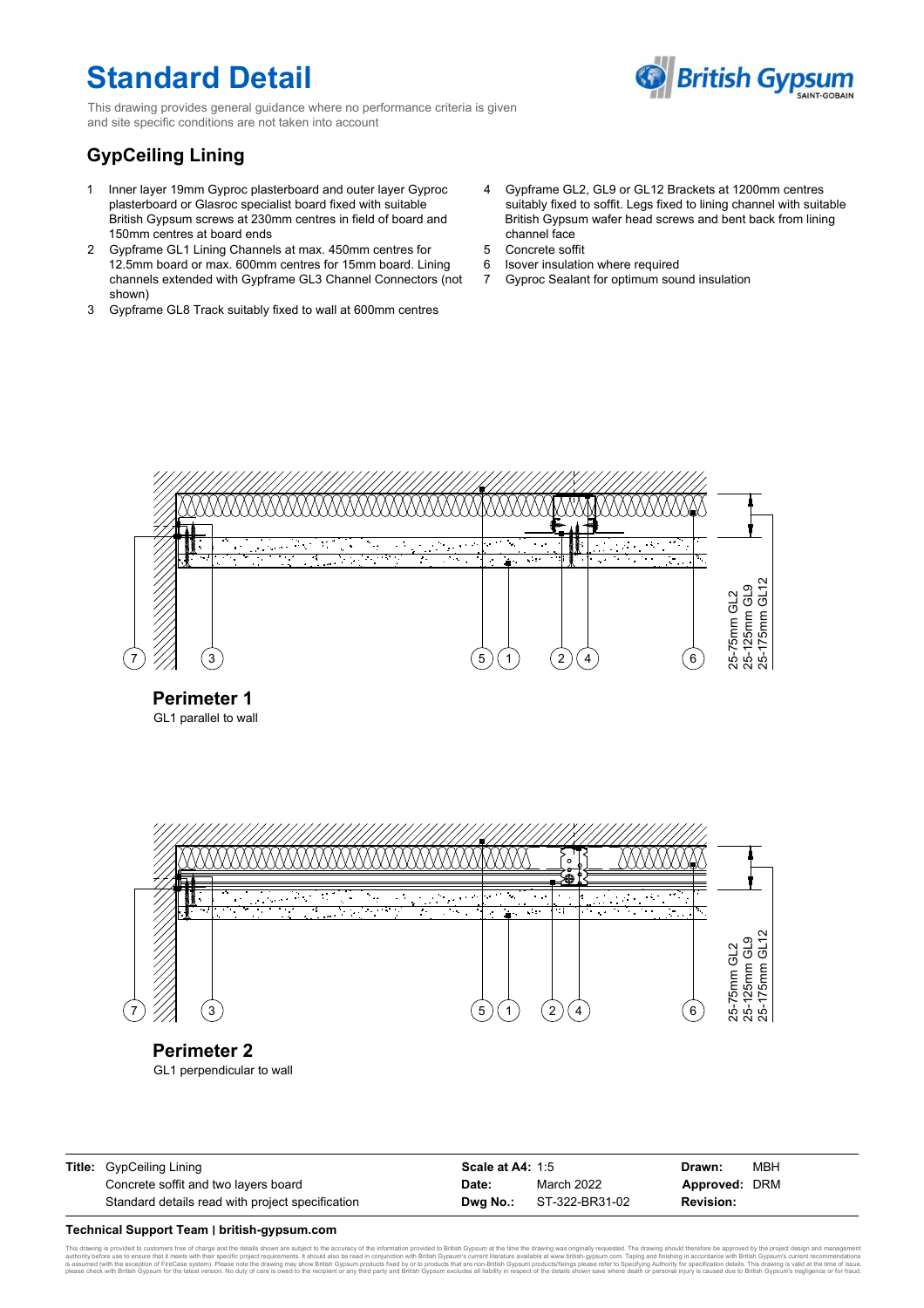# Standard Detail

This drawing provides general guidance where no performance criteria is given and site specific conditions are not taken into account

## GypCeiling Lining

1. Inner layer 19mm Gyproc plasterboard and outer layer Gyproc plasterboard or Glasroc specialist board fixed with suitable British Gypsum screws at 230mm centres in field of board and 150mm centres at board ends
2. Gypframe GL1 Lining Channels at max. 450mm centres for 12.5mm board or max. 600mm centres for 15mm board. Lining channels extended with Gypframe GL3 Channel Connectors (not shown)
3. Gypframe GL8 Track suitably fixed to wall at 600mm centres
4. Gypframe GL2, GL9 or GL12 Brackets at 1200mm centres suitably fixed to soffit. Legs fixed to lining channel with suitable British Gypsum wafer head screws and bent back from lining channel face
5. Concrete soffit
6. Isover insulation where required
7. Gyproc Sealant for optimum sound insulation

7 3 5 1 2 4 6

25-75mm GL2
25-125mm GL9
25-175mm GL12

**Perimeter 1**
GL1 parallel to wall

7 3 5 1 2 4 6

25-75mm GL2
25-125mm GL9
25-175mm GL12

**Perimeter 2**
GL1 perpendicular to wall

| | | | | | |
|---|---|---|---|---|---|
| **Title:** GypCeiling Lining | **Scale at A4:** | 1:5 | **Drawn:** | MBH |
| Concrete soffit and two layers board | **Date:** | March 2022 | **Approved:** | DRM |
| Standard details read with project specification | **Dwg No.:** | ST-322-BR31-02 | **Revision:** | |

**Technical Support Team | british-gypsum.com**

This drawing is provided to customers free of charge and the details shown are subject to the accuracy of the information provided to British Gypsum at the time the drawing was originally requested. The drawing should therefore be approved by the project design and management authority before use to ensure that it meets with their specific project requirements. It should also be read in conjunction with British Gypsum's current literature available at www.british-gypsum.com. Taping and finishing in accordance with British Gypsum's current recommendations is assumed (with the exception of FireCase system). Please note the drawing may show British Gypsum products fixed by or to products that are non-British Gypsum products/fixings please refer to Specifying Authority for specification details. This drawing is valid at the time of issue, please check with British Gypsum for the latest version. No duty of care is owed to the recipient or any third party and British Gypsum excludes all liability in respect of the details shown save where death or personal injury is caused due to British Gypsum's negligence or for fraud.